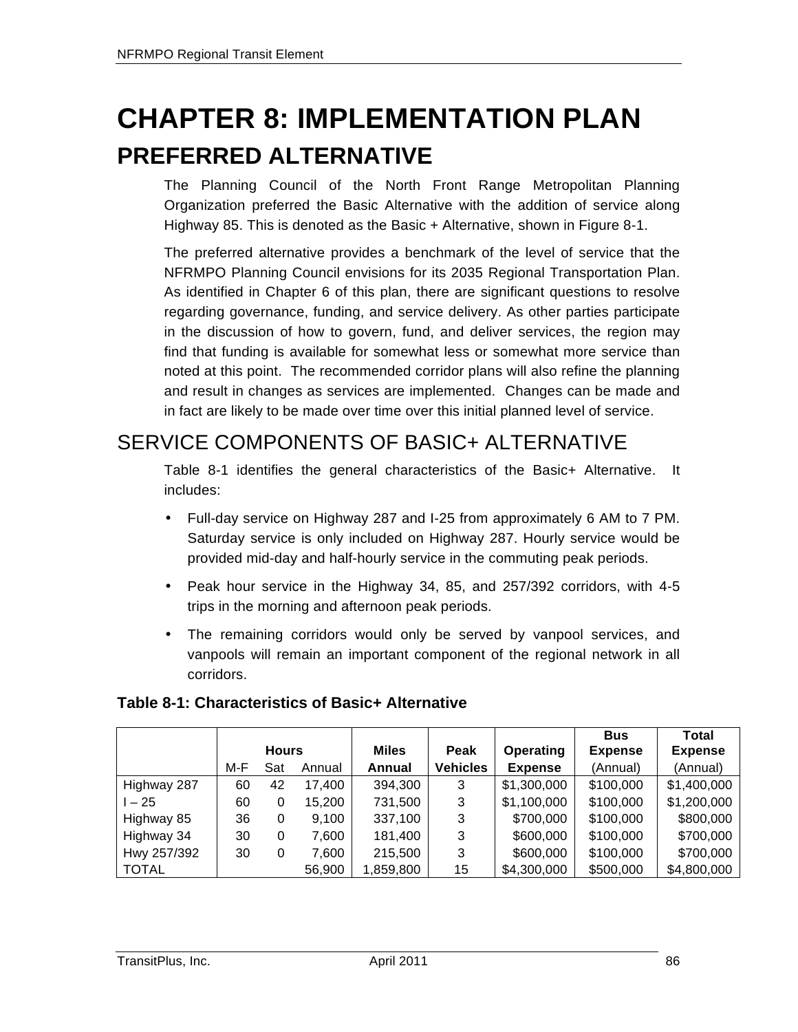# CHAPTER 8: IMPLEMENTATION PLAN

## PREFERRED ALTERNATIVE

The Planning Council of the North Front Range Metropolitan Planning Organization preferred the Basic Alternative with the addition of service along Highway 85. This is denoted as the Basic + Alternative, shown in Figure 8-1.

The preferred alternative provides a benchmark of the level of service that the NFRMPO Planning Council envisions for its 2035 Regional Transportation Plan. As identified in Chapter 6 of this plan, there are significant questions to resolve regarding governance, funding, and service delivery. As other parties participate in the discussion of how to govern, fund, and deliver services, the region may find that funding is available for somewhat less or somewhat more service than noted at this point. The recommended corridor plans will also refine the planning and result in changes as services are implemented. Changes can be made and in fact are likely to be made over time over this initial planned level of service.

## SERVICE COMPONENTS OF BASIC+ ALTERNATIVE

Table 8-1 identifies the general characteristics of the Basic+ Alternative. It includes:

- Full-day service on Highway 287 and I-25 from approximately 6 AM to 7 PM. Saturday service is only included on Highway 287. Hourly service would be provided mid-day and half-hourly service in the commuting peak periods.
- Peak hour service in the Highway 34, 85, and 257/392 corridors, with 4-5 trips in the morning and afternoon peak periods.
- The remaining corridors would only be served by vanpool services, and vanpools will remain an important component of the regional network in all corridors.

**Table 8-1: Characteristics of Basic+ Alternative**

| | Hours | | | Miles | Peak | Operating | Bus Expense | Total Expense |
|---|---|---|---|---|---|---|---|---|
| | M-F | Sat | Annual | Annual | Vehicles | Expense | (Annual) | (Annual) |
| Highway 287 | 60 | 42 | 17,400 | 394,300 | 3 | $1,300,000 | $100,000 | $1,400,000 |
| I – 25 | 60 | 0 | 15,200 | 731,500 | 3 | $1,100,000 | $100,000 | $1,200,000 |
| Highway 85 | 36 | 0 | 9,100 | 337,100 | 3 | $700,000 | $100,000 | $800,000 |
| Highway 34 | 30 | 0 | 7,600 | 181,400 | 3 | $600,000 | $100,000 | $700,000 |
| Hwy 257/392 | 30 | 0 | 7,600 | 215,500 | 3 | $600,000 | $100,000 | $700,000 |
| TOTAL | | | 56,900 | 1,859,800 | 15 | $4,300,000 | $500,000 | $4,800,000 |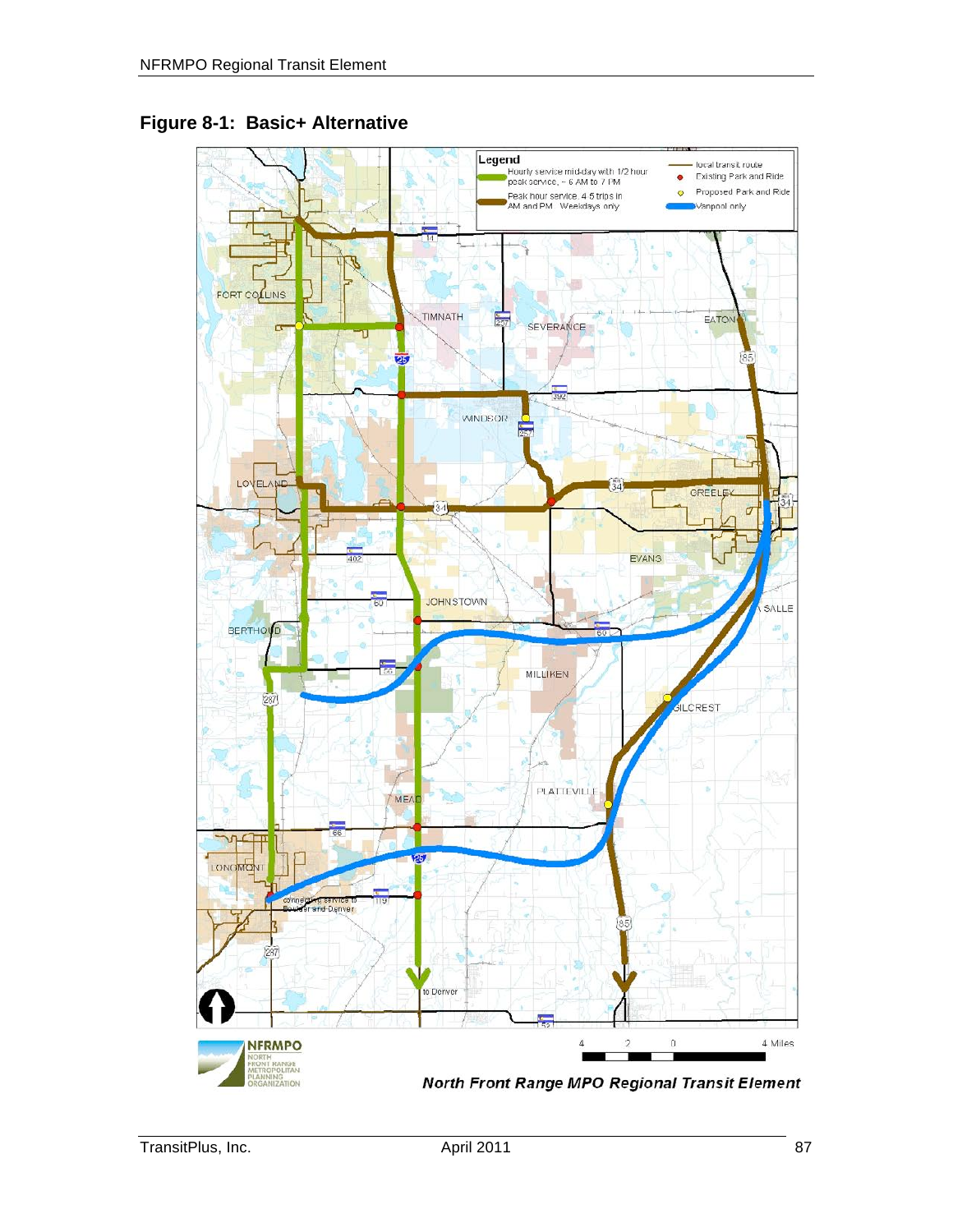**Figure 8-1: Basic+ Alternative**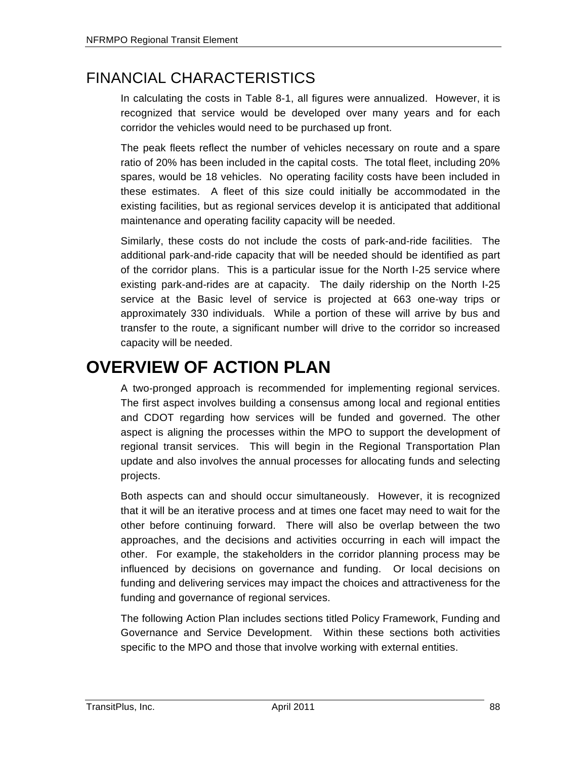## FINANCIAL CHARACTERISTICS

In calculating the costs in Table 8-1, all figures were annualized. However, it is recognized that service would be developed over many years and for each corridor the vehicles would need to be purchased up front.

The peak fleets reflect the number of vehicles necessary on route and a spare ratio of 20% has been included in the capital costs. The total fleet, including 20% spares, would be 18 vehicles. No operating facility costs have been included in these estimates. A fleet of this size could initially be accommodated in the existing facilities, but as regional services develop it is anticipated that additional maintenance and operating facility capacity will be needed.

Similarly, these costs do not include the costs of park-and-ride facilities. The additional park-and-ride capacity that will be needed should be identified as part of the corridor plans. This is a particular issue for the North I-25 service where existing park-and-rides are at capacity. The daily ridership on the North I-25 service at the Basic level of service is projected at 663 one-way trips or approximately 330 individuals. While a portion of these will arrive by bus and transfer to the route, a significant number will drive to the corridor so increased capacity will be needed.

# OVERVIEW OF ACTION PLAN

A two-pronged approach is recommended for implementing regional services. The first aspect involves building a consensus among local and regional entities and CDOT regarding how services will be funded and governed. The other aspect is aligning the processes within the MPO to support the development of regional transit services. This will begin in the Regional Transportation Plan update and also involves the annual processes for allocating funds and selecting projects.

Both aspects can and should occur simultaneously. However, it is recognized that it will be an iterative process and at times one facet may need to wait for the other before continuing forward. There will also be overlap between the two approaches, and the decisions and activities occurring in each will impact the other. For example, the stakeholders in the corridor planning process may be influenced by decisions on governance and funding. Or local decisions on funding and delivering services may impact the choices and attractiveness for the funding and governance of regional services.

The following Action Plan includes sections titled Policy Framework, Funding and Governance and Service Development. Within these sections both activities specific to the MPO and those that involve working with external entities.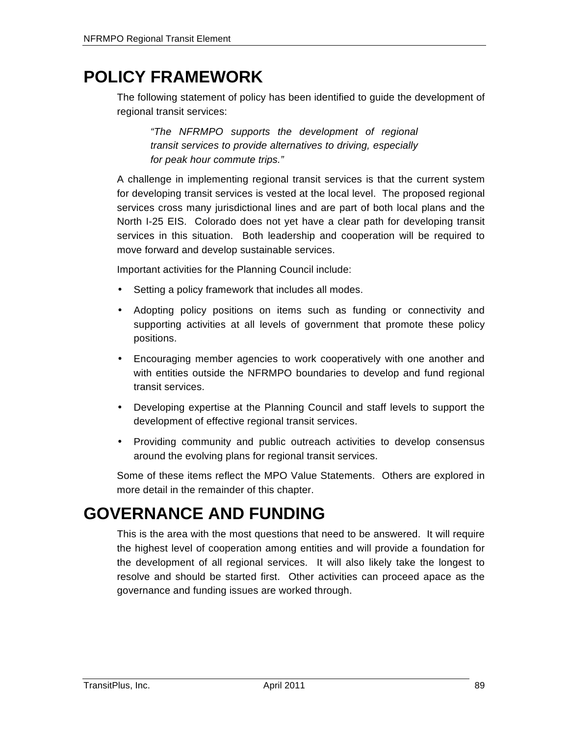# POLICY FRAMEWORK

The following statement of policy has been identified to guide the development of regional transit services:

> *"The NFRMPO supports the development of regional transit services to provide alternatives to driving, especially for peak hour commute trips."*

A challenge in implementing regional transit services is that the current system for developing transit services is vested at the local level. The proposed regional services cross many jurisdictional lines and are part of both local plans and the North I-25 EIS. Colorado does not yet have a clear path for developing transit services in this situation. Both leadership and cooperation will be required to move forward and develop sustainable services.

Important activities for the Planning Council include:

- Setting a policy framework that includes all modes.
- Adopting policy positions on items such as funding or connectivity and supporting activities at all levels of government that promote these policy positions.
- Encouraging member agencies to work cooperatively with one another and with entities outside the NFRMPO boundaries to develop and fund regional transit services.
- Developing expertise at the Planning Council and staff levels to support the development of effective regional transit services.
- Providing community and public outreach activities to develop consensus around the evolving plans for regional transit services.

Some of these items reflect the MPO Value Statements. Others are explored in more detail in the remainder of this chapter.

# GOVERNANCE AND FUNDING

This is the area with the most questions that need to be answered. It will require the highest level of cooperation among entities and will provide a foundation for the development of all regional services. It will also likely take the longest to resolve and should be started first. Other activities can proceed apace as the governance and funding issues are worked through.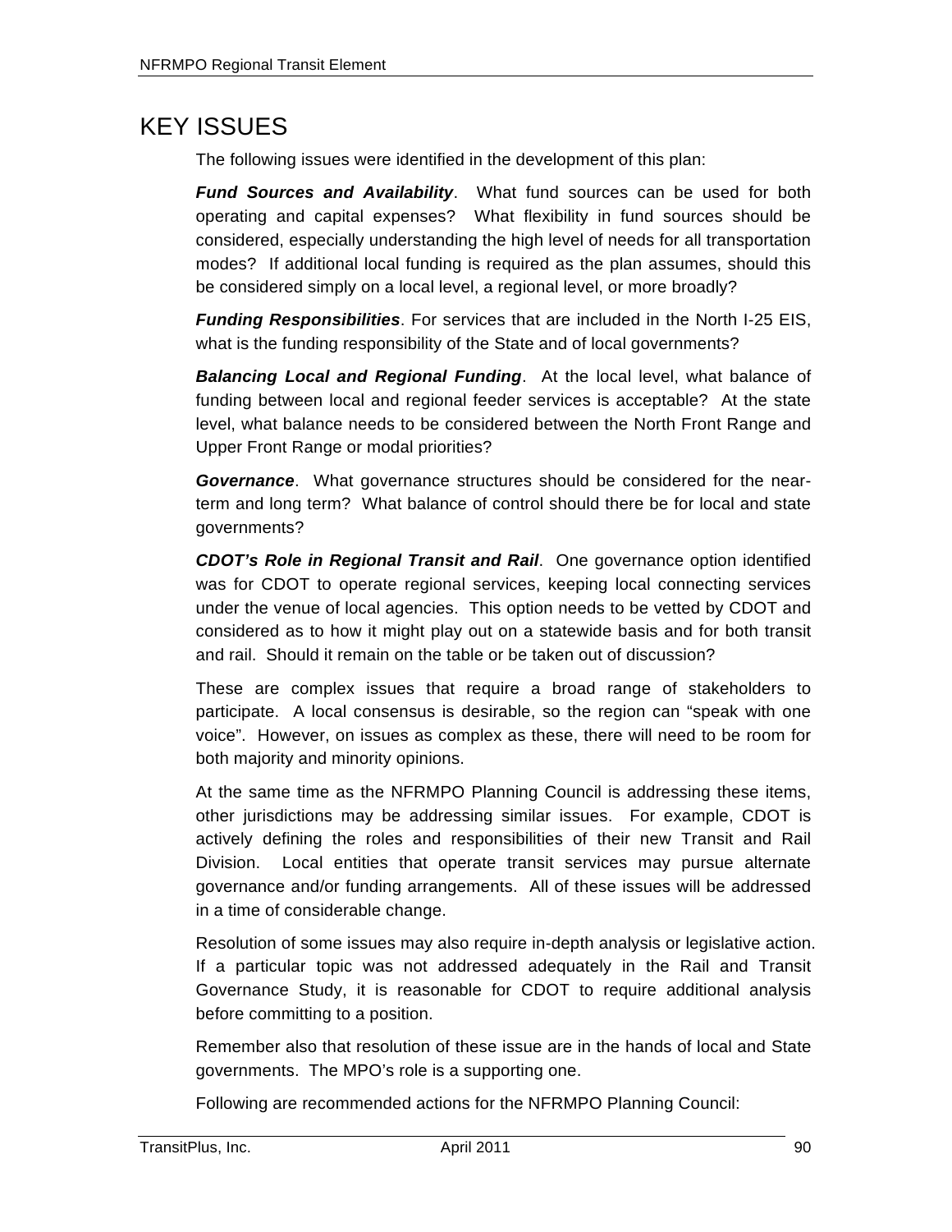# KEY ISSUES

The following issues were identified in the development of this plan:

***Fund Sources and Availability***. What fund sources can be used for both operating and capital expenses? What flexibility in fund sources should be considered, especially understanding the high level of needs for all transportation modes? If additional local funding is required as the plan assumes, should this be considered simply on a local level, a regional level, or more broadly?

***Funding Responsibilities***. For services that are included in the North I-25 EIS, what is the funding responsibility of the State and of local governments?

***Balancing Local and Regional Funding***. At the local level, what balance of funding between local and regional feeder services is acceptable? At the state level, what balance needs to be considered between the North Front Range and Upper Front Range or modal priorities?

***Governance***. What governance structures should be considered for the near-term and long term? What balance of control should there be for local and state governments?

***CDOT's Role in Regional Transit and Rail***. One governance option identified was for CDOT to operate regional services, keeping local connecting services under the venue of local agencies. This option needs to be vetted by CDOT and considered as to how it might play out on a statewide basis and for both transit and rail. Should it remain on the table or be taken out of discussion?

These are complex issues that require a broad range of stakeholders to participate. A local consensus is desirable, so the region can "speak with one voice". However, on issues as complex as these, there will need to be room for both majority and minority opinions.

At the same time as the NFRMPO Planning Council is addressing these items, other jurisdictions may be addressing similar issues. For example, CDOT is actively defining the roles and responsibilities of their new Transit and Rail Division. Local entities that operate transit services may pursue alternate governance and/or funding arrangements. All of these issues will be addressed in a time of considerable change.

Resolution of some issues may also require in-depth analysis or legislative action. If a particular topic was not addressed adequately in the Rail and Transit Governance Study, it is reasonable for CDOT to require additional analysis before committing to a position.

Remember also that resolution of these issue are in the hands of local and State governments. The MPO's role is a supporting one.

Following are recommended actions for the NFRMPO Planning Council: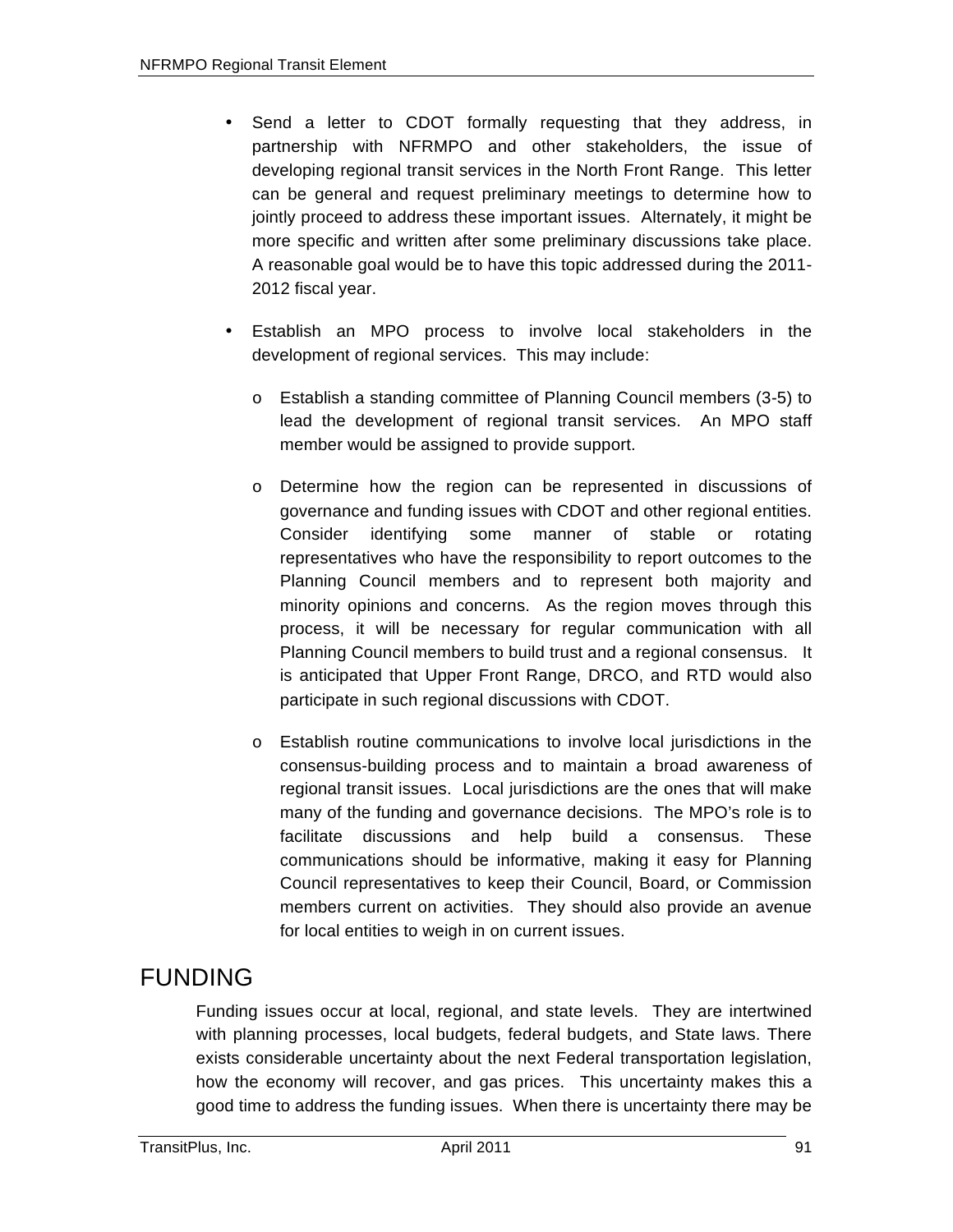- Send a letter to CDOT formally requesting that they address, in partnership with NFRMPO and other stakeholders, the issue of developing regional transit services in the North Front Range. This letter can be general and request preliminary meetings to determine how to jointly proceed to address these important issues. Alternately, it might be more specific and written after some preliminary discussions take place. A reasonable goal would be to have this topic addressed during the 2011-2012 fiscal year.

- Establish an MPO process to involve local stakeholders in the development of regional services. This may include:

  - Establish a standing committee of Planning Council members (3-5) to lead the development of regional transit services. An MPO staff member would be assigned to provide support.

  - Determine how the region can be represented in discussions of governance and funding issues with CDOT and other regional entities. Consider identifying some manner of stable or rotating representatives who have the responsibility to report outcomes to the Planning Council members and to represent both majority and minority opinions and concerns. As the region moves through this process, it will be necessary for regular communication with all Planning Council members to build trust and a regional consensus. It is anticipated that Upper Front Range, DRCO, and RTD would also participate in such regional discussions with CDOT.

  - Establish routine communications to involve local jurisdictions in the consensus-building process and to maintain a broad awareness of regional transit issues. Local jurisdictions are the ones that will make many of the funding and governance decisions. The MPO's role is to facilitate discussions and help build a consensus. These communications should be informative, making it easy for Planning Council representatives to keep their Council, Board, or Commission members current on activities. They should also provide an avenue for local entities to weigh in on current issues.

# FUNDING

Funding issues occur at local, regional, and state levels. They are intertwined with planning processes, local budgets, federal budgets, and State laws. There exists considerable uncertainty about the next Federal transportation legislation, how the economy will recover, and gas prices. This uncertainty makes this a good time to address the funding issues. When there is uncertainty there may be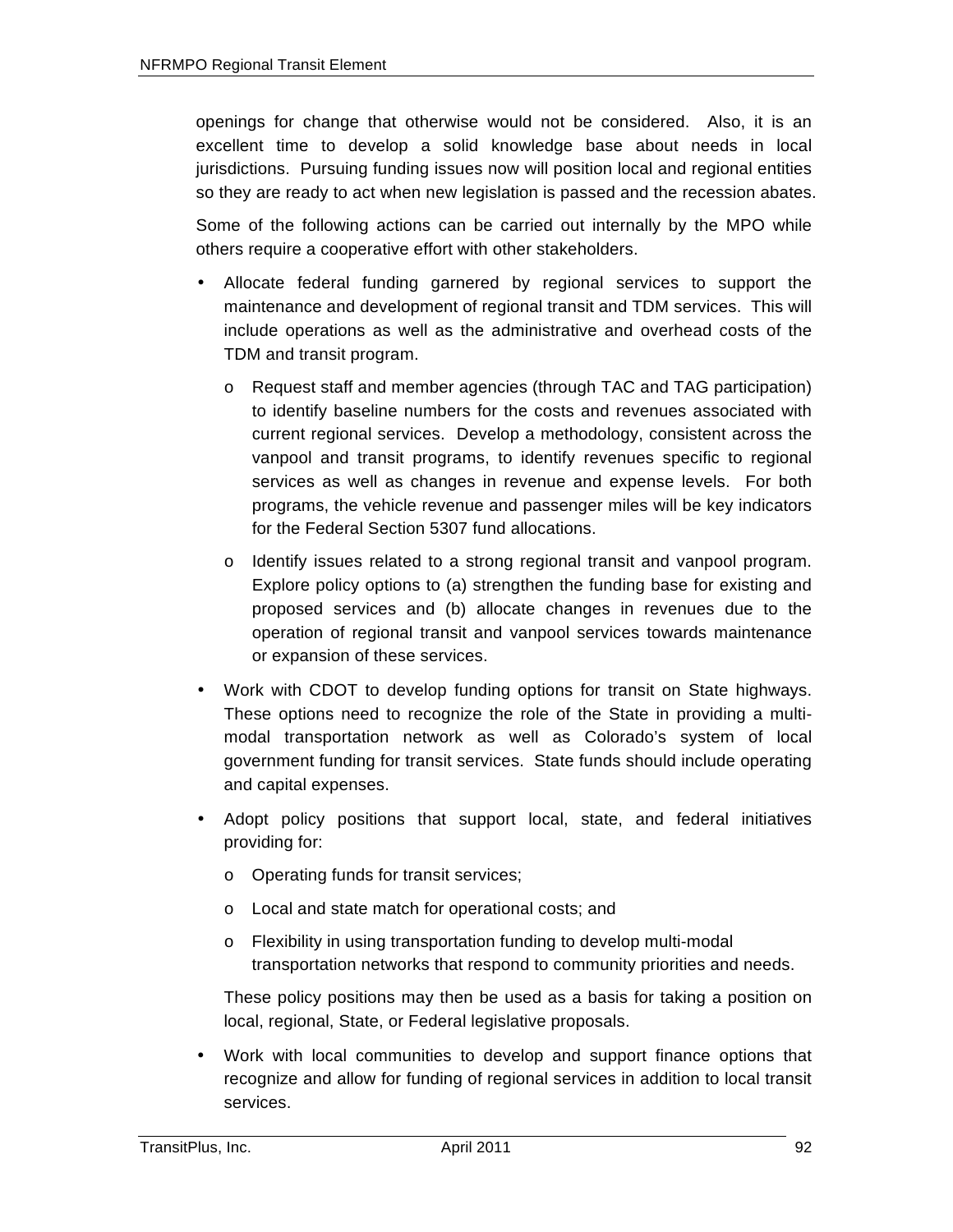openings for change that otherwise would not be considered. Also, it is an excellent time to develop a solid knowledge base about needs in local jurisdictions. Pursuing funding issues now will position local and regional entities so they are ready to act when new legislation is passed and the recession abates.

Some of the following actions can be carried out internally by the MPO while others require a cooperative effort with other stakeholders.

- Allocate federal funding garnered by regional services to support the maintenance and development of regional transit and TDM services. This will include operations as well as the administrative and overhead costs of the TDM and transit program.
  - Request staff and member agencies (through TAC and TAG participation) to identify baseline numbers for the costs and revenues associated with current regional services. Develop a methodology, consistent across the vanpool and transit programs, to identify revenues specific to regional services as well as changes in revenue and expense levels. For both programs, the vehicle revenue and passenger miles will be key indicators for the Federal Section 5307 fund allocations.
  - Identify issues related to a strong regional transit and vanpool program. Explore policy options to (a) strengthen the funding base for existing and proposed services and (b) allocate changes in revenues due to the operation of regional transit and vanpool services towards maintenance or expansion of these services.
- Work with CDOT to develop funding options for transit on State highways. These options need to recognize the role of the State in providing a multi-modal transportation network as well as Colorado's system of local government funding for transit services. State funds should include operating and capital expenses.
- Adopt policy positions that support local, state, and federal initiatives providing for:
  - Operating funds for transit services;
  - Local and state match for operational costs; and
  - Flexibility in using transportation funding to develop multi-modal transportation networks that respond to community priorities and needs.

  These policy positions may then be used as a basis for taking a position on local, regional, State, or Federal legislative proposals.
- Work with local communities to develop and support finance options that recognize and allow for funding of regional services in addition to local transit services.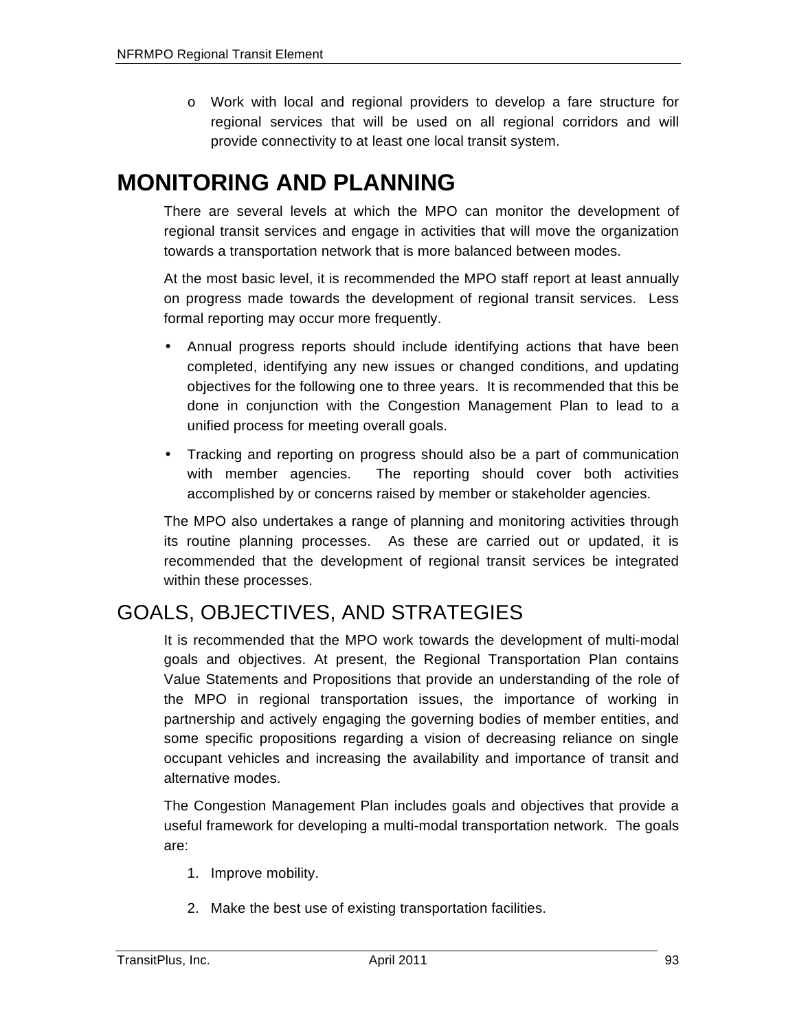- Work with local and regional providers to develop a fare structure for regional services that will be used on all regional corridors and will provide connectivity to at least one local transit system.

# MONITORING AND PLANNING

There are several levels at which the MPO can monitor the development of regional transit services and engage in activities that will move the organization towards a transportation network that is more balanced between modes.

At the most basic level, it is recommended the MPO staff report at least annually on progress made towards the development of regional transit services. Less formal reporting may occur more frequently.

- Annual progress reports should include identifying actions that have been completed, identifying any new issues or changed conditions, and updating objectives for the following one to three years. It is recommended that this be done in conjunction with the Congestion Management Plan to lead to a unified process for meeting overall goals.
- Tracking and reporting on progress should also be a part of communication with member agencies. The reporting should cover both activities accomplished by or concerns raised by member or stakeholder agencies.

The MPO also undertakes a range of planning and monitoring activities through its routine planning processes. As these are carried out or updated, it is recommended that the development of regional transit services be integrated within these processes.

## GOALS, OBJECTIVES, AND STRATEGIES

It is recommended that the MPO work towards the development of multi-modal goals and objectives. At present, the Regional Transportation Plan contains Value Statements and Propositions that provide an understanding of the role of the MPO in regional transportation issues, the importance of working in partnership and actively engaging the governing bodies of member entities, and some specific propositions regarding a vision of decreasing reliance on single occupant vehicles and increasing the availability and importance of transit and alternative modes.

The Congestion Management Plan includes goals and objectives that provide a useful framework for developing a multi-modal transportation network. The goals are:

1. Improve mobility.
2. Make the best use of existing transportation facilities.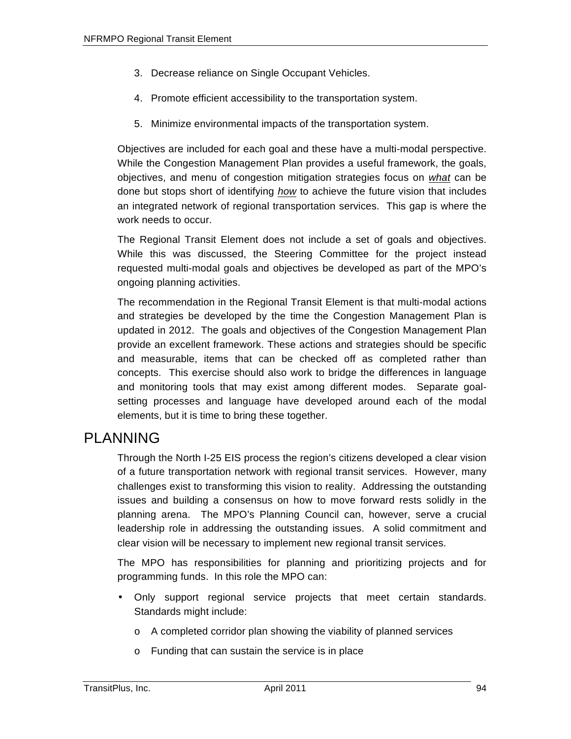3. Decrease reliance on Single Occupant Vehicles.

4. Promote efficient accessibility to the transportation system.

5. Minimize environmental impacts of the transportation system.

Objectives are included for each goal and these have a multi-modal perspective. While the Congestion Management Plan provides a useful framework, the goals, objectives, and menu of congestion mitigation strategies focus on *what* can be done but stops short of identifying *how* to achieve the future vision that includes an integrated network of regional transportation services. This gap is where the work needs to occur.

The Regional Transit Element does not include a set of goals and objectives. While this was discussed, the Steering Committee for the project instead requested multi-modal goals and objectives be developed as part of the MPO's ongoing planning activities.

The recommendation in the Regional Transit Element is that multi-modal actions and strategies be developed by the time the Congestion Management Plan is updated in 2012. The goals and objectives of the Congestion Management Plan provide an excellent framework. These actions and strategies should be specific and measurable, items that can be checked off as completed rather than concepts. This exercise should also work to bridge the differences in language and monitoring tools that may exist among different modes. Separate goal-setting processes and language have developed around each of the modal elements, but it is time to bring these together.

# PLANNING

Through the North I-25 EIS process the region's citizens developed a clear vision of a future transportation network with regional transit services. However, many challenges exist to transforming this vision to reality. Addressing the outstanding issues and building a consensus on how to move forward rests solidly in the planning arena. The MPO's Planning Council can, however, serve a crucial leadership role in addressing the outstanding issues. A solid commitment and clear vision will be necessary to implement new regional transit services.

The MPO has responsibilities for planning and prioritizing projects and for programming funds. In this role the MPO can:

- Only support regional service projects that meet certain standards. Standards might include:
  - A completed corridor plan showing the viability of planned services
  - Funding that can sustain the service is in place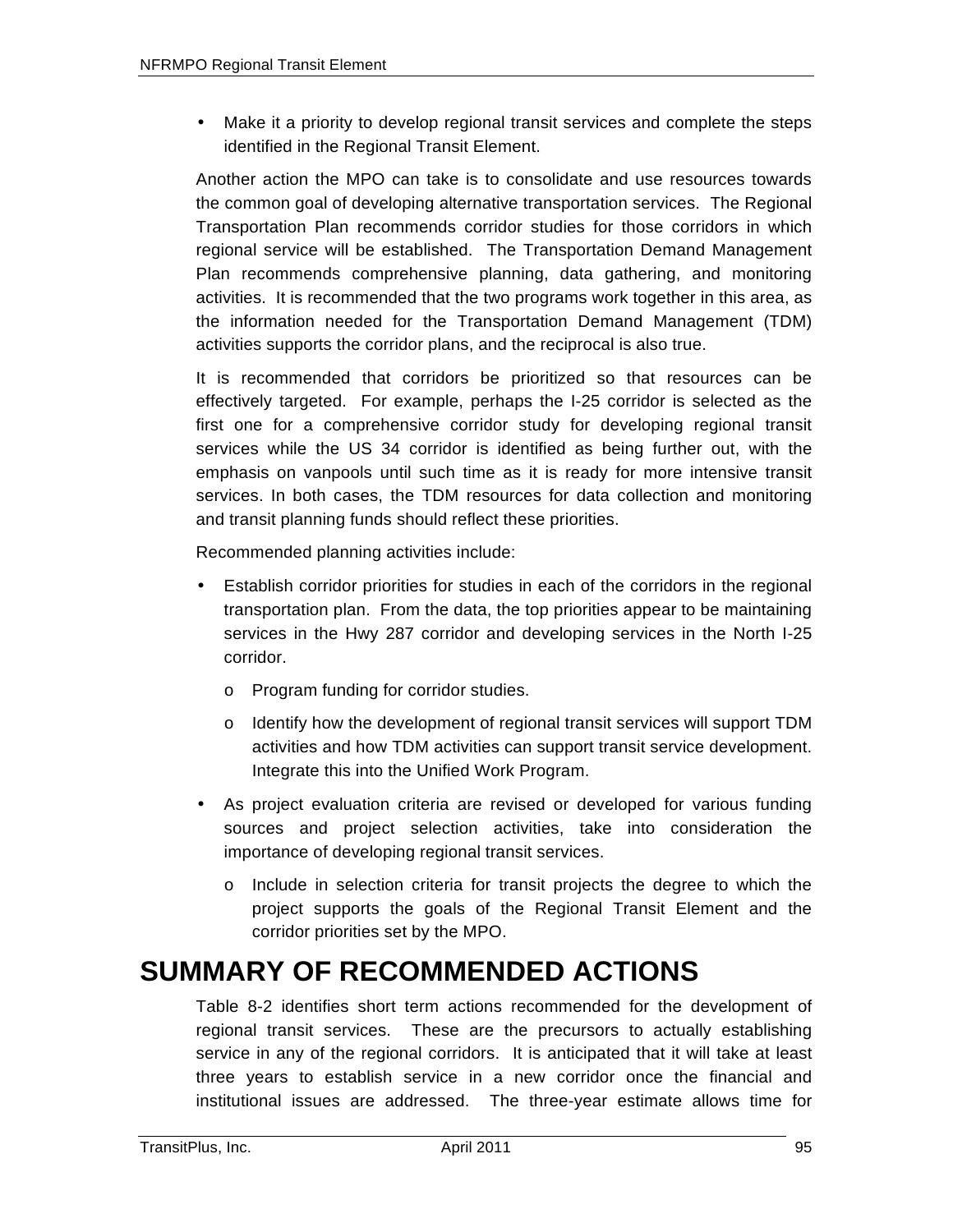- Make it a priority to develop regional transit services and complete the steps identified in the Regional Transit Element.

Another action the MPO can take is to consolidate and use resources towards the common goal of developing alternative transportation services. The Regional Transportation Plan recommends corridor studies for those corridors in which regional service will be established. The Transportation Demand Management Plan recommends comprehensive planning, data gathering, and monitoring activities. It is recommended that the two programs work together in this area, as the information needed for the Transportation Demand Management (TDM) activities supports the corridor plans, and the reciprocal is also true.

It is recommended that corridors be prioritized so that resources can be effectively targeted. For example, perhaps the I-25 corridor is selected as the first one for a comprehensive corridor study for developing regional transit services while the US 34 corridor is identified as being further out, with the emphasis on vanpools until such time as it is ready for more intensive transit services. In both cases, the TDM resources for data collection and monitoring and transit planning funds should reflect these priorities.

Recommended planning activities include:

- Establish corridor priorities for studies in each of the corridors in the regional transportation plan. From the data, the top priorities appear to be maintaining services in the Hwy 287 corridor and developing services in the North I-25 corridor.
  - Program funding for corridor studies.
  - Identify how the development of regional transit services will support TDM activities and how TDM activities can support transit service development. Integrate this into the Unified Work Program.
- As project evaluation criteria are revised or developed for various funding sources and project selection activities, take into consideration the importance of developing regional transit services.
  - Include in selection criteria for transit projects the degree to which the project supports the goals of the Regional Transit Element and the corridor priorities set by the MPO.

# SUMMARY OF RECOMMENDED ACTIONS

Table 8-2 identifies short term actions recommended for the development of regional transit services. These are the precursors to actually establishing service in any of the regional corridors. It is anticipated that it will take at least three years to establish service in a new corridor once the financial and institutional issues are addressed. The three-year estimate allows time for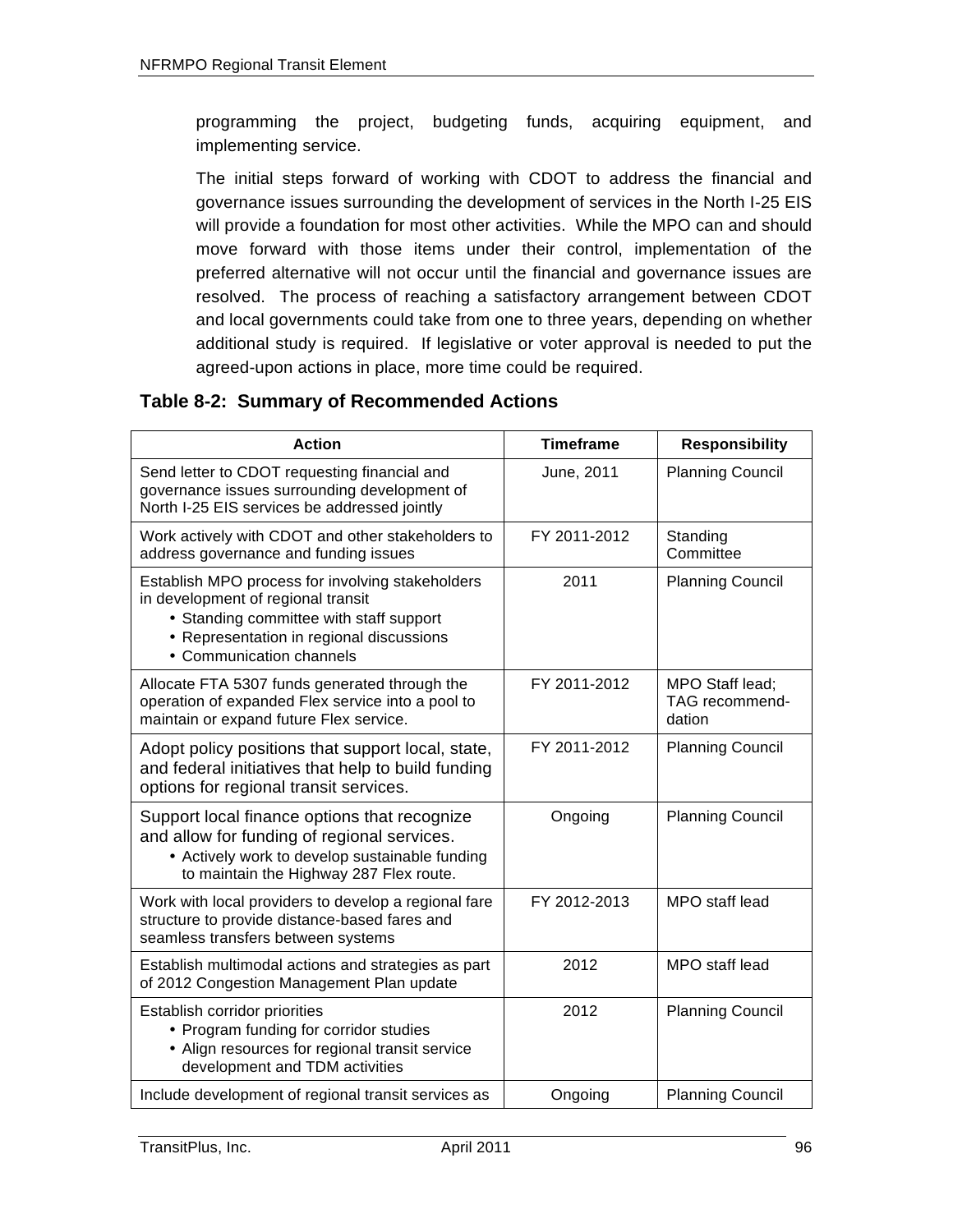programming the project, budgeting funds, acquiring equipment, and implementing service.

The initial steps forward of working with CDOT to address the financial and governance issues surrounding the development of services in the North I-25 EIS will provide a foundation for most other activities. While the MPO can and should move forward with those items under their control, implementation of the preferred alternative will not occur until the financial and governance issues are resolved. The process of reaching a satisfactory arrangement between CDOT and local governments could take from one to three years, depending on whether additional study is required. If legislative or voter approval is needed to put the agreed-upon actions in place, more time could be required.

**Table 8-2: Summary of Recommended Actions**

| Action | Timeframe | Responsibility |
| --- | --- | --- |
| Send letter to CDOT requesting financial and governance issues surrounding development of North I-25 EIS services be addressed jointly | June, 2011 | Planning Council |
| Work actively with CDOT and other stakeholders to address governance and funding issues | FY 2011-2012 | Standing Committee |
| Establish MPO process for involving stakeholders in development of regional transit<br>• Standing committee with staff support<br>• Representation in regional discussions<br>• Communication channels | 2011 | Planning Council |
| Allocate FTA 5307 funds generated through the operation of expanded Flex service into a pool to maintain or expand future Flex service. | FY 2011-2012 | MPO Staff lead; TAG recommendation |
| Adopt policy positions that support local, state, and federal initiatives that help to build funding options for regional transit services. | FY 2011-2012 | Planning Council |
| Support local finance options that recognize and allow for funding of regional services.<br>• Actively work to develop sustainable funding to maintain the Highway 287 Flex route. | Ongoing | Planning Council |
| Work with local providers to develop a regional fare structure to provide distance-based fares and seamless transfers between systems | FY 2012-2013 | MPO staff lead |
| Establish multimodal actions and strategies as part of 2012 Congestion Management Plan update | 2012 | MPO staff lead |
| Establish corridor priorities<br>• Program funding for corridor studies<br>• Align resources for regional transit service development and TDM activities | 2012 | Planning Council |
| Include development of regional transit services as | Ongoing | Planning Council |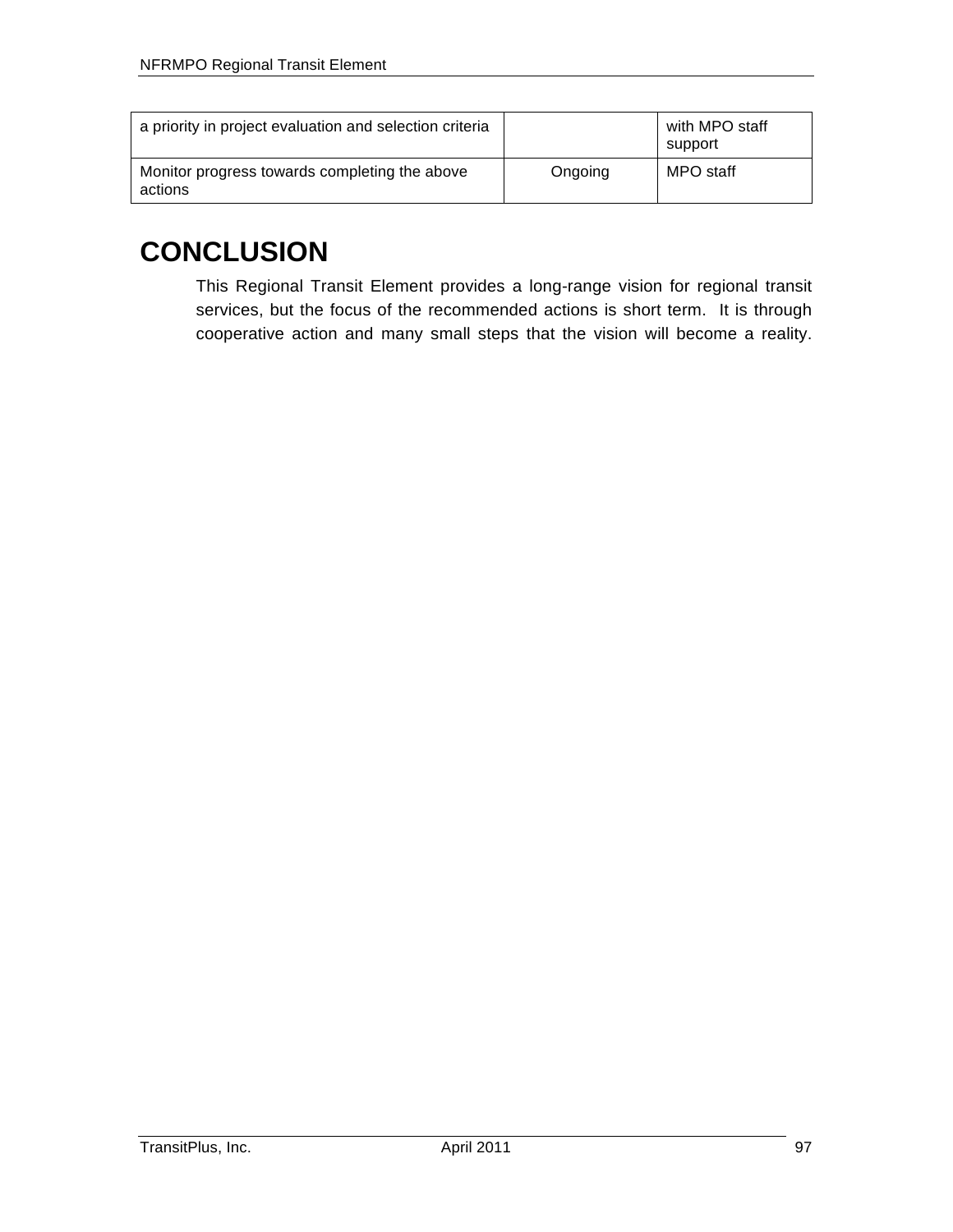| | | |
|---|---|---|
| a priority in project evaluation and selection criteria | | with MPO staff support |
| Monitor progress towards completing the above actions | Ongoing | MPO staff |

# CONCLUSION

This Regional Transit Element provides a long-range vision for regional transit services, but the focus of the recommended actions is short term. It is through cooperative action and many small steps that the vision will become a reality.